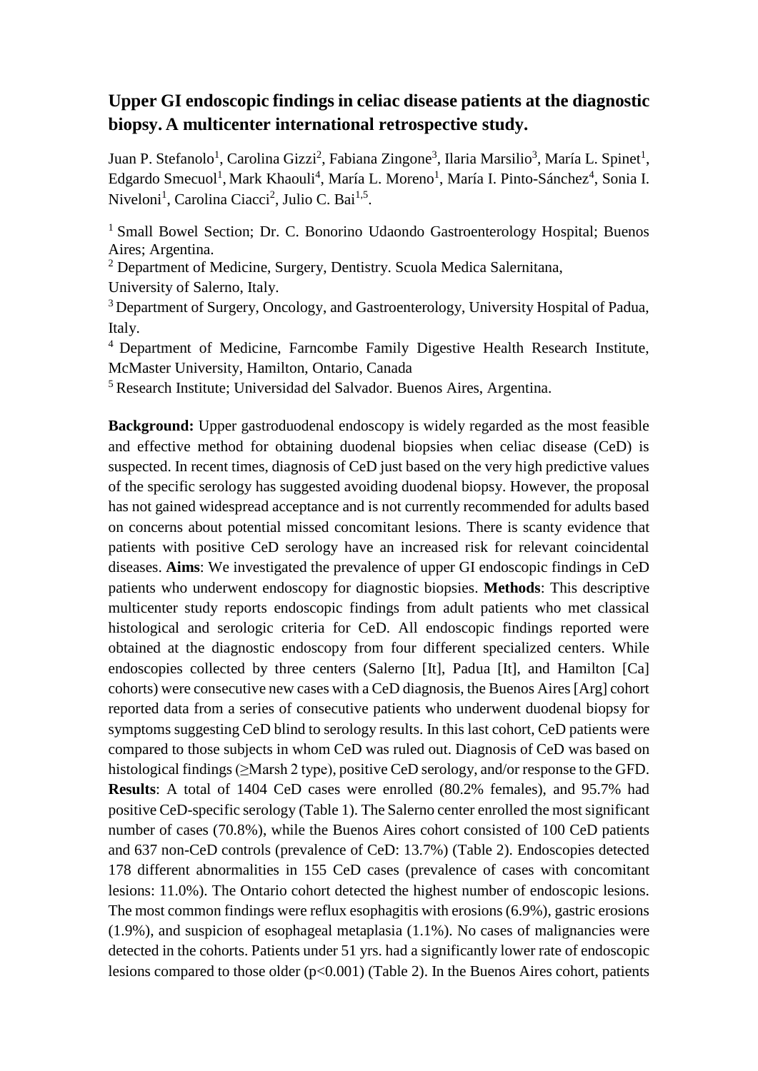# Upper GI endoscopic findings in celiac disease patients at the diagnostic biopsy. A multicenter international retrospective study.

Juan P. Stefanolo[1], Carolina Gizzi[2], Fabiana Zingone[3], Ilaria Marsilio[3], María L. Spinet[1], Edgardo Smecuol[1], Mark Khaouli[4], María L. Moreno[1], María I. Pinto-Sánchez[4], Sonia I. Niveloni[1], Carolina Ciacci[2], Julio C. Bai[1,5].

[1] Small Bowel Section; Dr. C. Bonorino Udaondo Gastroenterology Hospital; Buenos Aires; Argentina.

[2] Department of Medicine, Surgery, Dentistry. Scuola Medica Salernitana, University of Salerno, Italy.

[3] Department of Surgery, Oncology, and Gastroenterology, University Hospital of Padua, Italy.

[4] Department of Medicine, Farncombe Family Digestive Health Research Institute, McMaster University, Hamilton, Ontario, Canada

[5] Research Institute; Universidad del Salvador. Buenos Aires, Argentina.

**Background:** Upper gastroduodenal endoscopy is widely regarded as the most feasible and effective method for obtaining duodenal biopsies when celiac disease (CeD) is suspected. In recent times, diagnosis of CeD just based on the very high predictive values of the specific serology has suggested avoiding duodenal biopsy. However, the proposal has not gained widespread acceptance and is not currently recommended for adults based on concerns about potential missed concomitant lesions. There is scanty evidence that patients with positive CeD serology have an increased risk for relevant coincidental diseases. **Aims**: We investigated the prevalence of upper GI endoscopic findings in CeD patients who underwent endoscopy for diagnostic biopsies. **Methods**: This descriptive multicenter study reports endoscopic findings from adult patients who met classical histological and serologic criteria for CeD. All endoscopic findings reported were obtained at the diagnostic endoscopy from four different specialized centers. While endoscopies collected by three centers (Salerno [It], Padua [It], and Hamilton [Ca] cohorts) were consecutive new cases with a CeD diagnosis, the Buenos Aires [Arg] cohort reported data from a series of consecutive patients who underwent duodenal biopsy for symptoms suggesting CeD blind to serology results. In this last cohort, CeD patients were compared to those subjects in whom CeD was ruled out. Diagnosis of CeD was based on histological findings (≥Marsh 2 type), positive CeD serology, and/or response to the GFD. **Results**: A total of 1404 CeD cases were enrolled (80.2% females), and 95.7% had positive CeD-specific serology (Table 1). The Salerno center enrolled the most significant number of cases (70.8%), while the Buenos Aires cohort consisted of 100 CeD patients and 637 non-CeD controls (prevalence of CeD: 13.7%) (Table 2). Endoscopies detected 178 different abnormalities in 155 CeD cases (prevalence of cases with concomitant lesions: 11.0%). The Ontario cohort detected the highest number of endoscopic lesions. The most common findings were reflux esophagitis with erosions (6.9%), gastric erosions (1.9%), and suspicion of esophageal metaplasia (1.1%). No cases of malignancies were detected in the cohorts. Patients under 51 yrs. had a significantly lower rate of endoscopic lesions compared to those older ($p<0.001$) (Table 2). In the Buenos Aires cohort, patients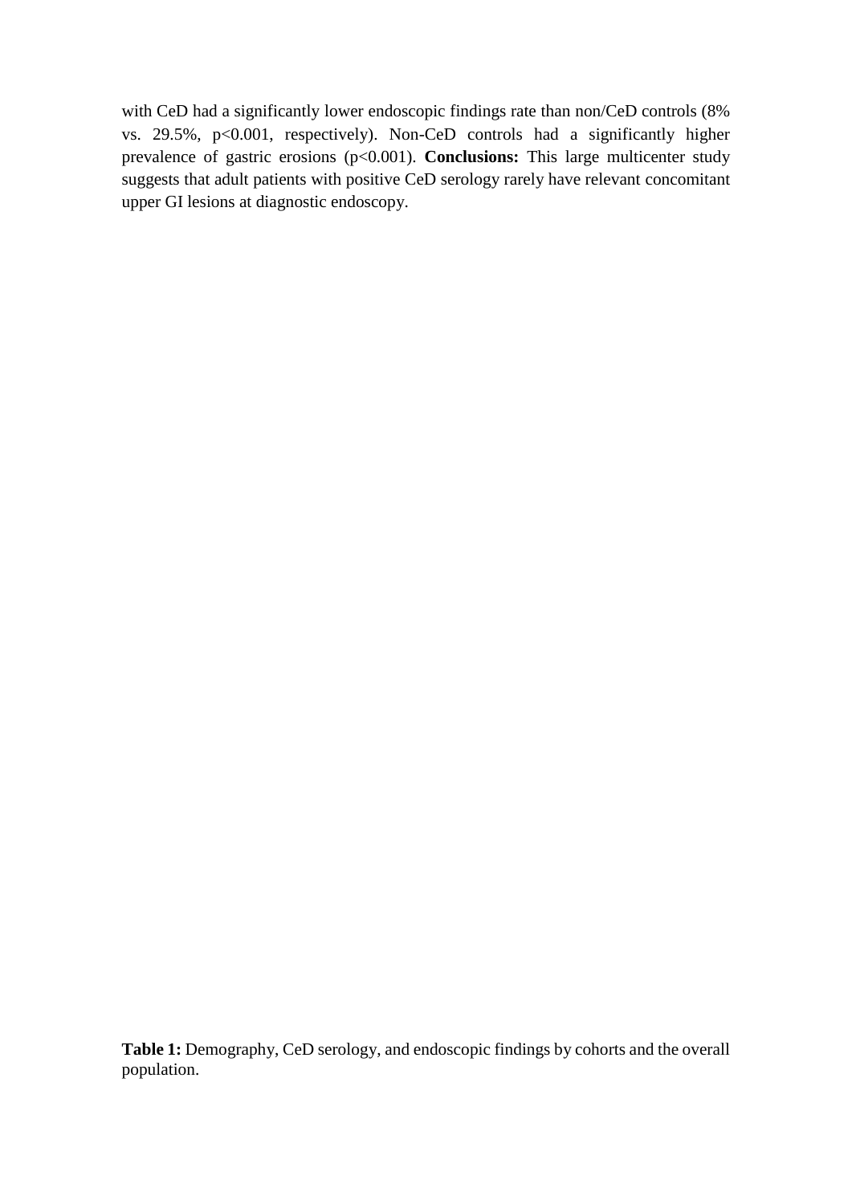with CeD had a significantly lower endoscopic findings rate than non/CeD controls (8% vs. 29.5%, $p<0.001$, respectively). Non-CeD controls had a significantly higher prevalence of gastric erosions ($p<0.001$). **Conclusions:** This large multicenter study suggests that adult patients with positive CeD serology rarely have relevant concomitant upper GI lesions at diagnostic endoscopy.

**Table 1:** Demography, CeD serology, and endoscopic findings by cohorts and the overall population.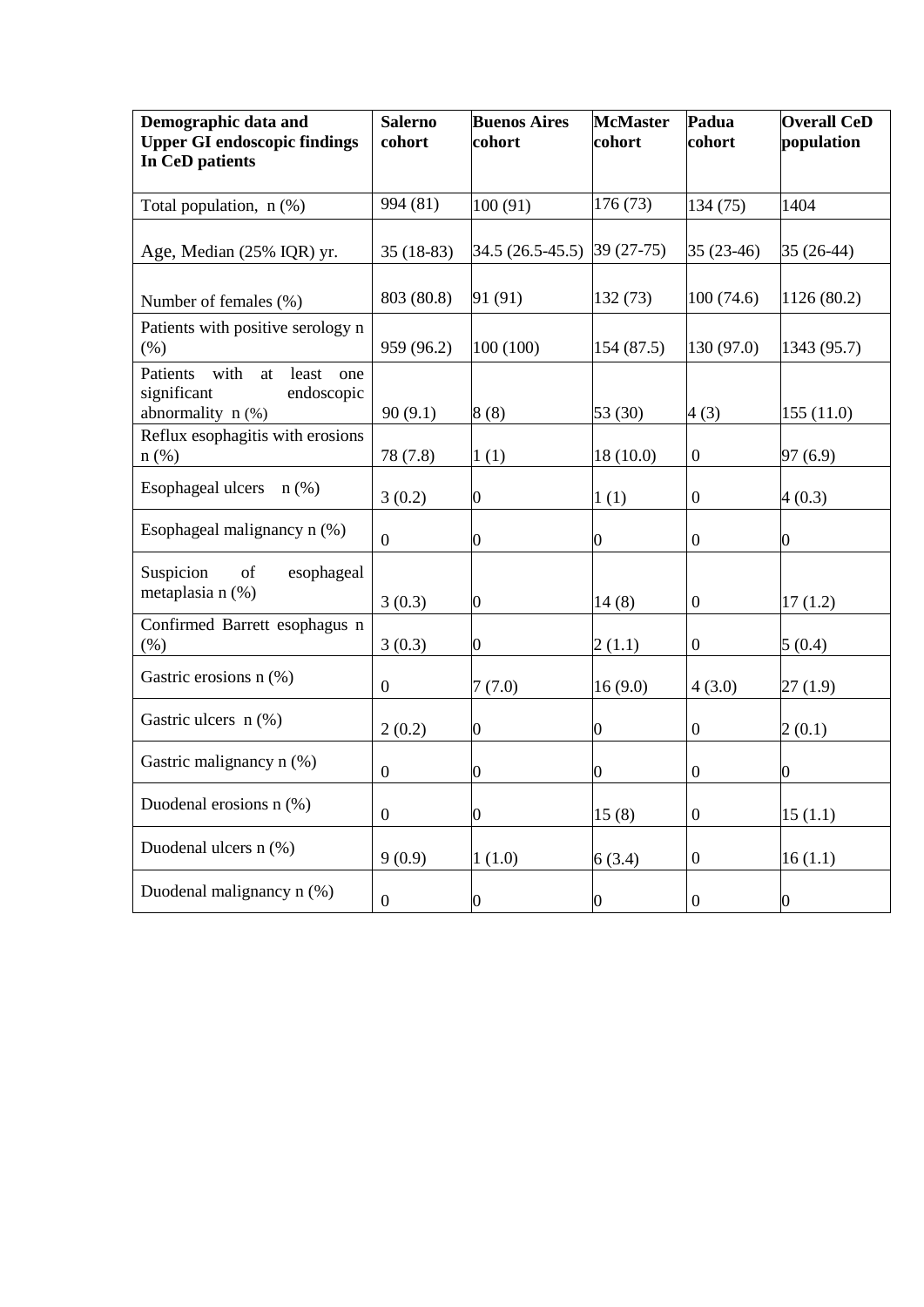| **Demographic data and Upper GI endoscopic findings In CeD patients** | **Salerno cohort** | **Buenos Aires cohort** | **McMaster cohort** | **Padua cohort** | **Overall CeD population** |
|---|---|---|---|---|---|
| Total population, n (%) | 994 (81) | 100 (91) | 176 (73) | 134 (75) | 1404 |
| Age, Median (25% IQR) yr. | 35 (18-83) | 34.5 (26.5-45.5) | 39 (27-75) | 35 (23-46) | 35 (26-44) |
| Number of females (%) | 803 (80.8) | 91 (91) | 132 (73) | 100 (74.6) | 1126 (80.2) |
| Patients with positive serology n (%) | 959 (96.2) | 100 (100) | 154 (87.5) | 130 (97.0) | 1343 (95.7) |
| Patients with at least one significant endoscopic abnormality n (%) | 90 (9.1) | 8 (8) | 53 (30) | 4 (3) | 155 (11.0) |
| Reflux esophagitis with erosions n (%) | 78 (7.8) | 1 (1) | 18 (10.0) | 0 | 97 (6.9) |
| Esophageal ulcers n (%) | 3 (0.2) | 0 | 1 (1) | 0 | 4 (0.3) |
| Esophageal malignancy n (%) | 0 | 0 | 0 | 0 | 0 |
| Suspicion of esophageal metaplasia n (%) | 3 (0.3) | 0 | 14 (8) | 0 | 17 (1.2) |
| Confirmed Barrett esophagus n (%) | 3 (0.3) | 0 | 2 (1.1) | 0 | 5 (0.4) |
| Gastric erosions n (%) | 0 | 7 (7.0) | 16 (9.0) | 4 (3.0) | 27 (1.9) |
| Gastric ulcers n (%) | 2 (0.2) | 0 | 0 | 0 | 2 (0.1) |
| Gastric malignancy n (%) | 0 | 0 | 0 | 0 | 0 |
| Duodenal erosions n (%) | 0 | 0 | 15 (8) | 0 | 15 (1.1) |
| Duodenal ulcers n (%) | 9 (0.9) | 1 (1.0) | 6 (3.4) | 0 | 16 (1.1) |
| Duodenal malignancy n (%) | 0 | 0 | 0 | 0 | 0 |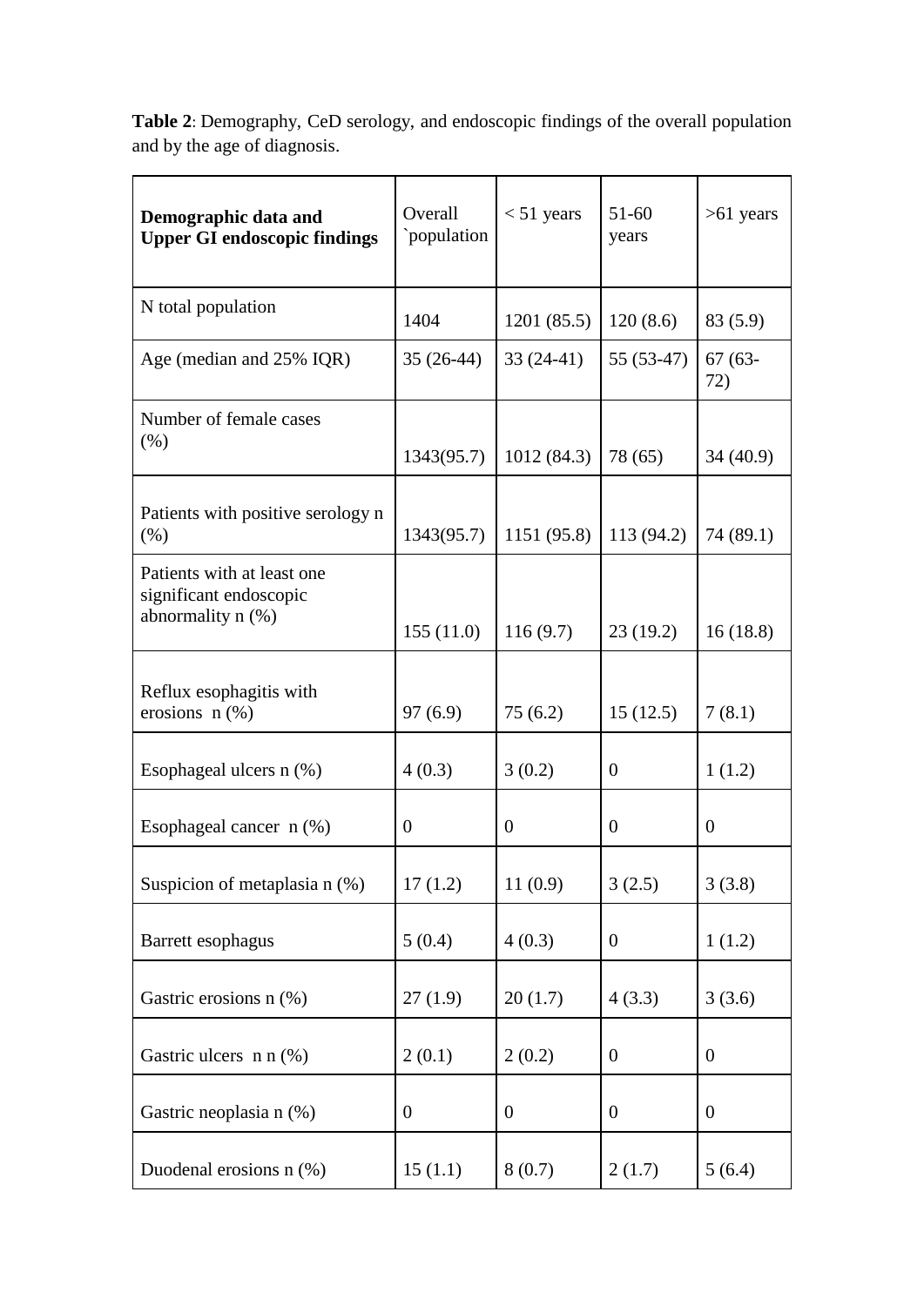**Table 2**: Demography, CeD serology, and endoscopic findings of the overall population and by the age of diagnosis.

| **Demographic data and Upper GI endoscopic findings** | Overall `population | < 51 years | 51-60 years | >61 years |
|---|---|---|---|---|
| N total population | 1404 | 1201 (85.5) | 120 (8.6) | 83 (5.9) |
| Age (median and 25% IQR) | 35 (26-44) | 33 (24-41) | 55 (53-47) | 67 (63-72) |
| Number of female cases (%) | 1343(95.7) | 1012 (84.3) | 78 (65) | 34 (40.9) |
| Patients with positive serology n (%) | 1343(95.7) | 1151 (95.8) | 113 (94.2) | 74 (89.1) |
| Patients with at least one significant endoscopic abnormality n (%) | 155 (11.0) | 116 (9.7) | 23 (19.2) | 16 (18.8) |
| Reflux esophagitis with erosions n (%) | 97 (6.9) | 75 (6.2) | 15 (12.5) | 7 (8.1) |
| Esophageal ulcers n (%) | 4 (0.3) | 3 (0.2) | 0 | 1 (1.2) |
| Esophageal cancer n (%) | 0 | 0 | 0 | 0 |
| Suspicion of metaplasia n (%) | 17 (1.2) | 11 (0.9) | 3 (2.5) | 3 (3.8) |
| Barrett esophagus | 5 (0.4) | 4 (0.3) | 0 | 1 (1.2) |
| Gastric erosions n (%) | 27 (1.9) | 20 (1.7) | 4 (3.3) | 3 (3.6) |
| Gastric ulcers n n (%) | 2 (0.1) | 2 (0.2) | 0 | 0 |
| Gastric neoplasia n (%) | 0 | 0 | 0 | 0 |
| Duodenal erosions n (%) | 15 (1.1) | 8 (0.7) | 2 (1.7) | 5 (6.4) |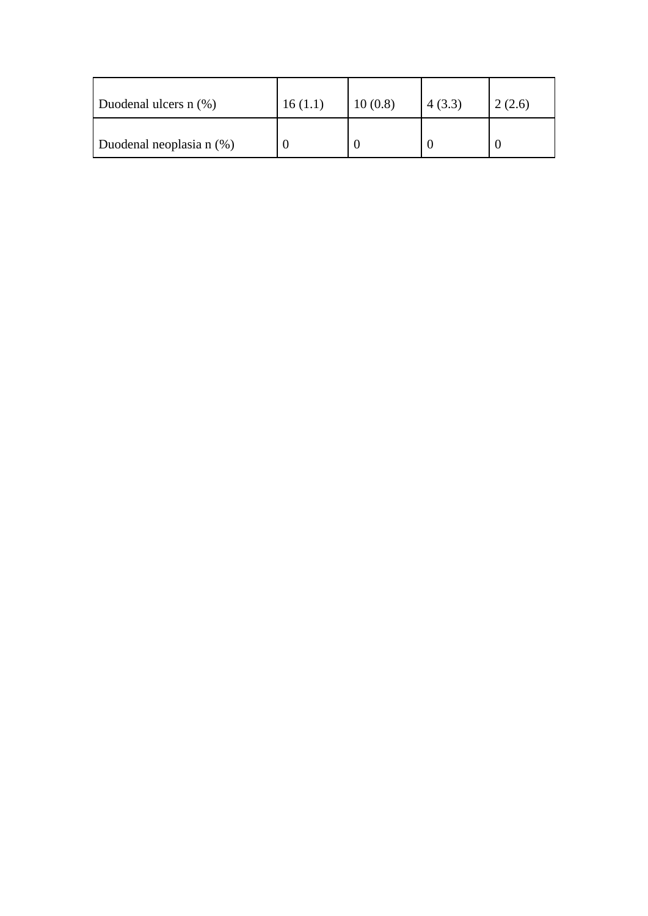| | | | | |
|---|---|---|---|---|
| Duodenal ulcers n (%) | 16 (1.1) | 10 (0.8) | 4 (3.3) | 2 (2.6) |
| Duodenal neoplasia n (%) | 0 | 0 | 0 | 0 |